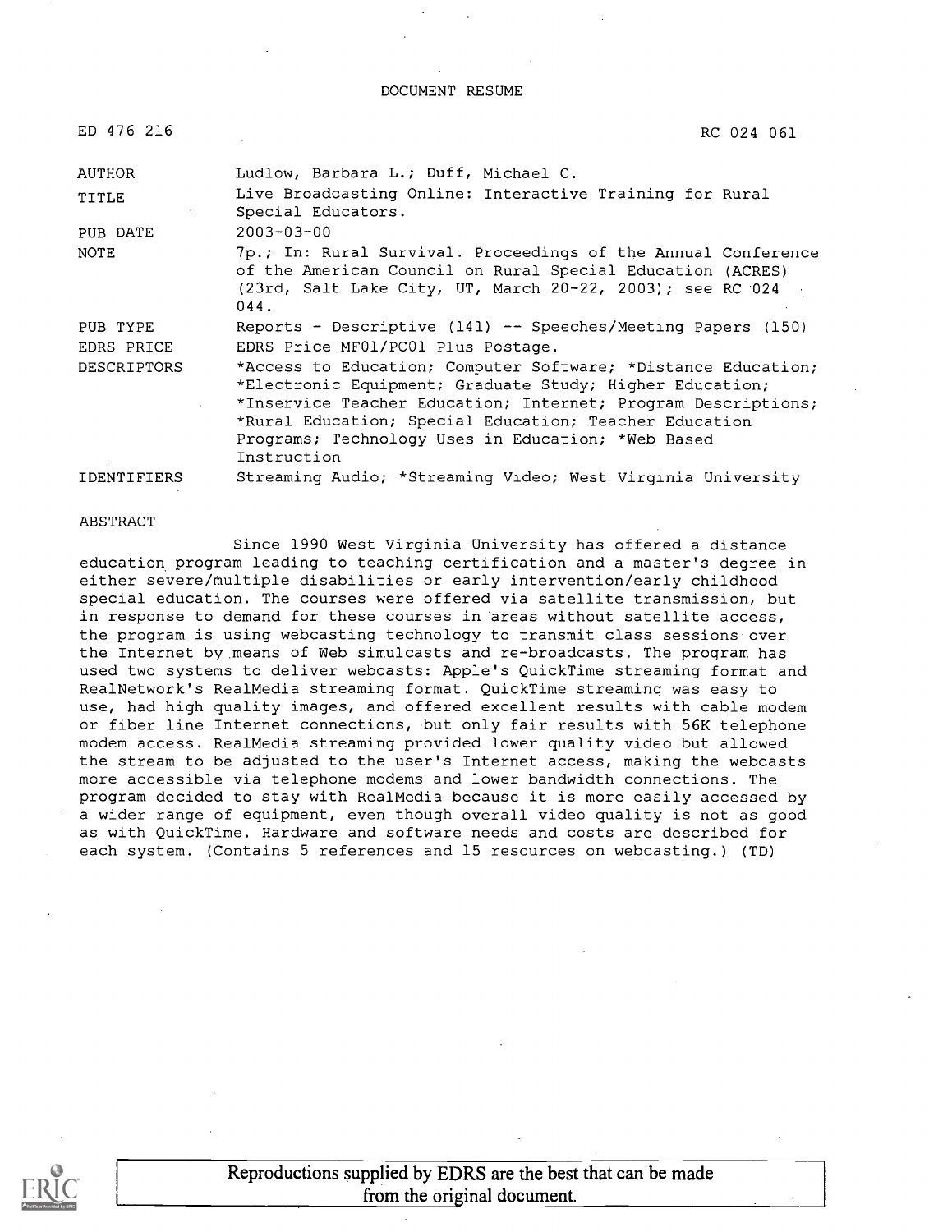# DOCUMENT RESUME

| | |
|---|---|
| ED 476 216 | RC 024 061 |
| AUTHOR | Ludlow, Barbara L.; Duff, Michael C. |
| TITLE | Live Broadcasting Online: Interactive Training for Rural Special Educators. |
| PUB DATE | 2003-03-00 |
| NOTE | 7p.; In: Rural Survival. Proceedings of the Annual Conference of the American Council on Rural Special Education (ACRES) (23rd, Salt Lake City, UT, March 20-22, 2003); see RC 024 044. |
| PUB TYPE | Reports - Descriptive (141) -- Speeches/Meeting Papers (150) |
| EDRS PRICE | EDRS Price MF01/PC01 Plus Postage. |
| DESCRIPTORS | *Access to Education; Computer Software; *Distance Education; *Electronic Equipment; Graduate Study; Higher Education; *Inservice Teacher Education; Internet; Program Descriptions; *Rural Education; Special Education; Teacher Education Programs; Technology Uses in Education; *Web Based Instruction |
| IDENTIFIERS | Streaming Audio; *Streaming Video; West Virginia University |

## ABSTRACT

Since 1990 West Virginia University has offered a distance education program leading to teaching certification and a master's degree in either severe/multiple disabilities or early intervention/early childhood special education. The courses were offered via satellite transmission, but in response to demand for these courses in areas without satellite access, the program is using webcasting technology to transmit class sessions over the Internet by means of Web simulcasts and re-broadcasts. The program has used two systems to deliver webcasts: Apple's QuickTime streaming format and RealNetwork's RealMedia streaming format. QuickTime streaming was easy to use, had high quality images, and offered excellent results with cable modem or fiber line Internet connections, but only fair results with 56K telephone modem access. RealMedia streaming provided lower quality video but allowed the stream to be adjusted to the user's Internet access, making the webcasts more accessible via telephone modems and lower bandwidth connections. The program decided to stay with RealMedia because it is more easily accessed by a wider range of equipment, even though overall video quality is not as good as with QuickTime. Hardware and software needs and costs are described for each system. (Contains 5 references and 15 resources on webcasting.) (TD)

Reproductions supplied by EDRS are the best that can be made from the original document.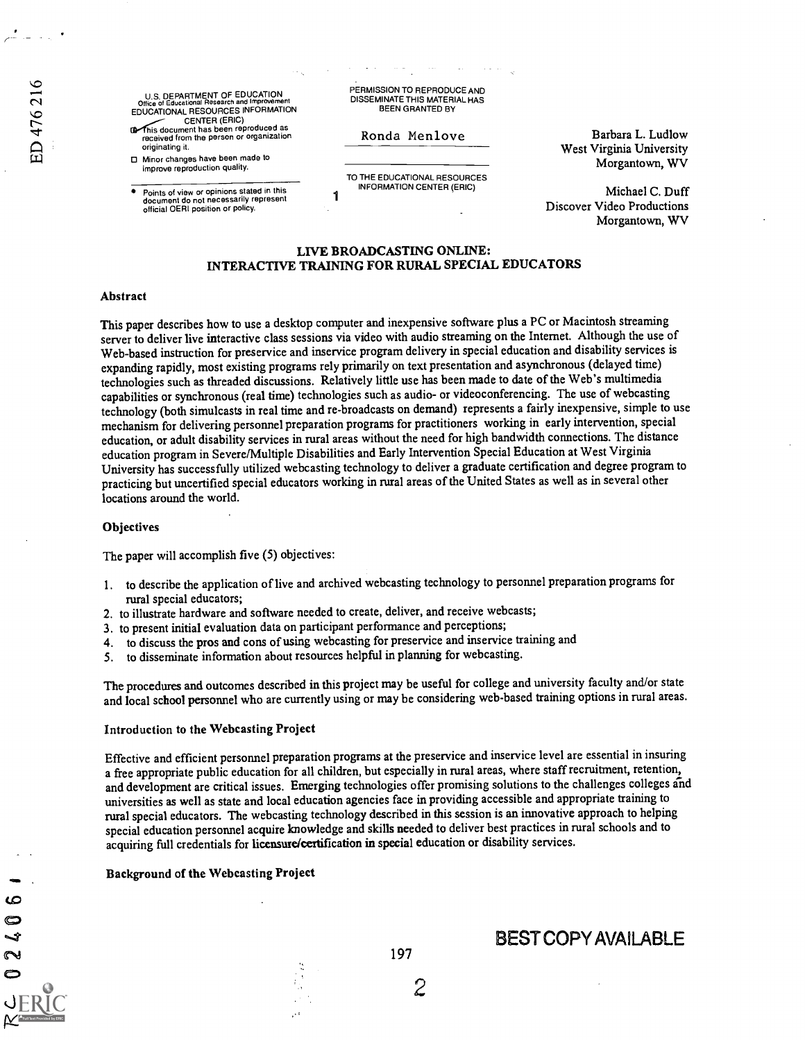Barbara L. Ludlow
West Virginia University
Morgantown, WV

Michael C. Duff
Discover Video Productions
Morgantown, WV

# LIVE BROADCASTING ONLINE: INTERACTIVE TRAINING FOR RURAL SPECIAL EDUCATORS

## Abstract

This paper describes how to use a desktop computer and inexpensive software plus a PC or Macintosh streaming server to deliver live interactive class sessions via video with audio streaming on the Internet. Although the use of Web-based instruction for preservice and inservice program delivery in special education and disability services is expanding rapidly, most existing programs rely primarily on text presentation and asynchronous (delayed time) technologies such as threaded discussions. Relatively little use has been made to date of the Web's multimedia capabilities or synchronous (real time) technologies such as audio- or videoconferencing. The use of webcasting technology (both simulcasts in real time and re-broadcasts on demand) represents a fairly inexpensive, simple to use mechanism for delivering personnel preparation programs for practitioners working in early intervention, special education, or adult disability services in rural areas without the need for high bandwidth connections. The distance education program in Severe/Multiple Disabilities and Early Intervention Special Education at West Virginia University has successfully utilized webcasting technology to deliver a graduate certification and degree program to practicing but uncertified special educators working in rural areas of the United States as well as in several other locations around the world.

## Objectives

The paper will accomplish five (5) objectives:

1. to describe the application of live and archived webcasting technology to personnel preparation programs for rural special educators;
2. to illustrate hardware and software needed to create, deliver, and receive webcasts;
3. to present initial evaluation data on participant performance and perceptions;
4. to discuss the pros and cons of using webcasting for preservice and inservice training and
5. to disseminate information about resources helpful in planning for webcasting.

The procedures and outcomes described in this project may be useful for college and university faculty and/or state and local school personnel who are currently using or may be considering web-based training options in rural areas.

## Introduction to the Webcasting Project

Effective and efficient personnel preparation programs at the preservice and inservice level are essential in insuring a free appropriate public education for all children, but especially in rural areas, where staff recruitment, retention, and development are critical issues. Emerging technologies offer promising solutions to the challenges colleges and universities as well as state and local education agencies face in providing accessible and appropriate training to rural special educators. The webcasting technology described in this session is an innovative approach to helping special education personnel acquire knowledge and skills needed to deliver best practices in rural schools and to acquiring full credentials for licensure/certification in special education or disability services.

## Background of the Webcasting Project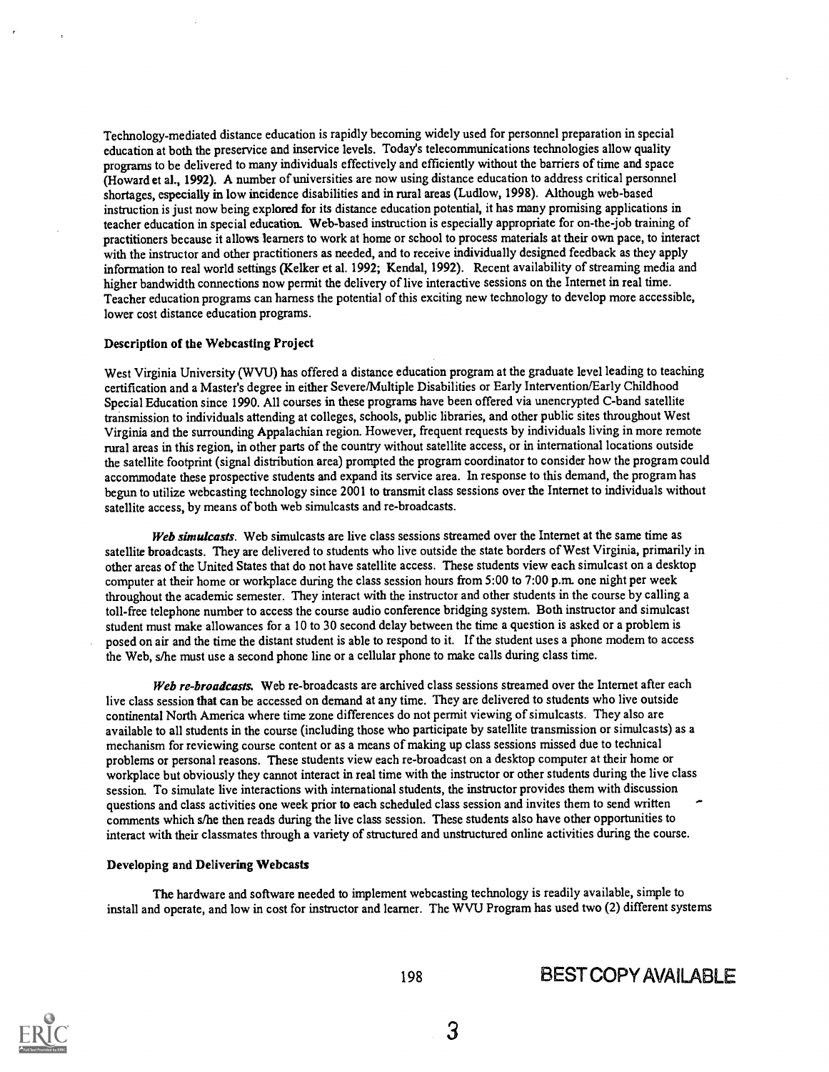Technology-mediated distance education is rapidly becoming widely used for personnel preparation in special education at both the preservice and inservice levels. Today's telecommunications technologies allow quality programs to be delivered to many individuals effectively and efficiently without the barriers of time and space (Howard et al., 1992). A number of universities are now using distance education to address critical personnel shortages, especially in low incidence disabilities and in rural areas (Ludlow, 1998). Although web-based instruction is just now being explored for its distance education potential, it has many promising applications in teacher education in special education. Web-based instruction is especially appropriate for on-the-job training of practitioners because it allows learners to work at home or school to process materials at their own pace, to interact with the instructor and other practitioners as needed, and to receive individually designed feedback as they apply information to real world settings (Kelker et al. 1992; Kendal, 1992). Recent availability of streaming media and higher bandwidth connections now permit the delivery of live interactive sessions on the Internet in real time. Teacher education programs can harness the potential of this exciting new technology to develop more accessible, lower cost distance education programs.

### Description of the Webcasting Project

West Virginia University (WVU) has offered a distance education program at the graduate level leading to teaching certification and a Master's degree in either Severe/Multiple Disabilities or Early Intervention/Early Childhood Special Education since 1990. All courses in these programs have been offered via unencrypted C-band satellite transmission to individuals attending at colleges, schools, public libraries, and other public sites throughout West Virginia and the surrounding Appalachian region. However, frequent requests by individuals living in more remote rural areas in this region, in other parts of the country without satellite access, or in international locations outside the satellite footprint (signal distribution area) prompted the program coordinator to consider how the program could accommodate these prospective students and expand its service area. In response to this demand, the program has begun to utilize webcasting technology since 2001 to transmit class sessions over the Internet to individuals without satellite access, by means of both web simulcasts and re-broadcasts.

***Web simulcasts***. Web simulcasts are live class sessions streamed over the Internet at the same time as satellite broadcasts. They are delivered to students who live outside the state borders of West Virginia, primarily in other areas of the United States that do not have satellite access. These students view each simulcast on a desktop computer at their home or workplace during the class session hours from 5:00 to 7:00 p.m. one night per week throughout the academic semester. They interact with the instructor and other students in the course by calling a toll-free telephone number to access the course audio conference bridging system. Both instructor and simulcast student must make allowances for a 10 to 30 second delay between the time a question is asked or a problem is posed on air and the time the distant student is able to respond to it. If the student uses a phone modem to access the Web, s/he must use a second phone line or a cellular phone to make calls during class time.

***Web re-broadcasts***. Web re-broadcasts are archived class sessions streamed over the Internet after each live class session that can be accessed on demand at any time. They are delivered to students who live outside continental North America where time zone differences do not permit viewing of simulcasts. They also are available to all students in the course (including those who participate by satellite transmission or simulcasts) as a mechanism for reviewing course content or as a means of making up class sessions missed due to technical problems or personal reasons. These students view each re-broadcast on a desktop computer at their home or workplace but obviously they cannot interact in real time with the instructor or other students during the live class session. To simulate live interactions with international students, the instructor provides them with discussion questions and class activities one week prior to each scheduled class session and invites them to send written comments which s/he then reads during the live class session. These students also have other opportunities to interact with their classmates through a variety of structured and unstructured online activities during the course.

### Developing and Delivering Webcasts

The hardware and software needed to implement webcasting technology is readily available, simple to install and operate, and low in cost for instructor and learner. The WVU Program has used two (2) different systems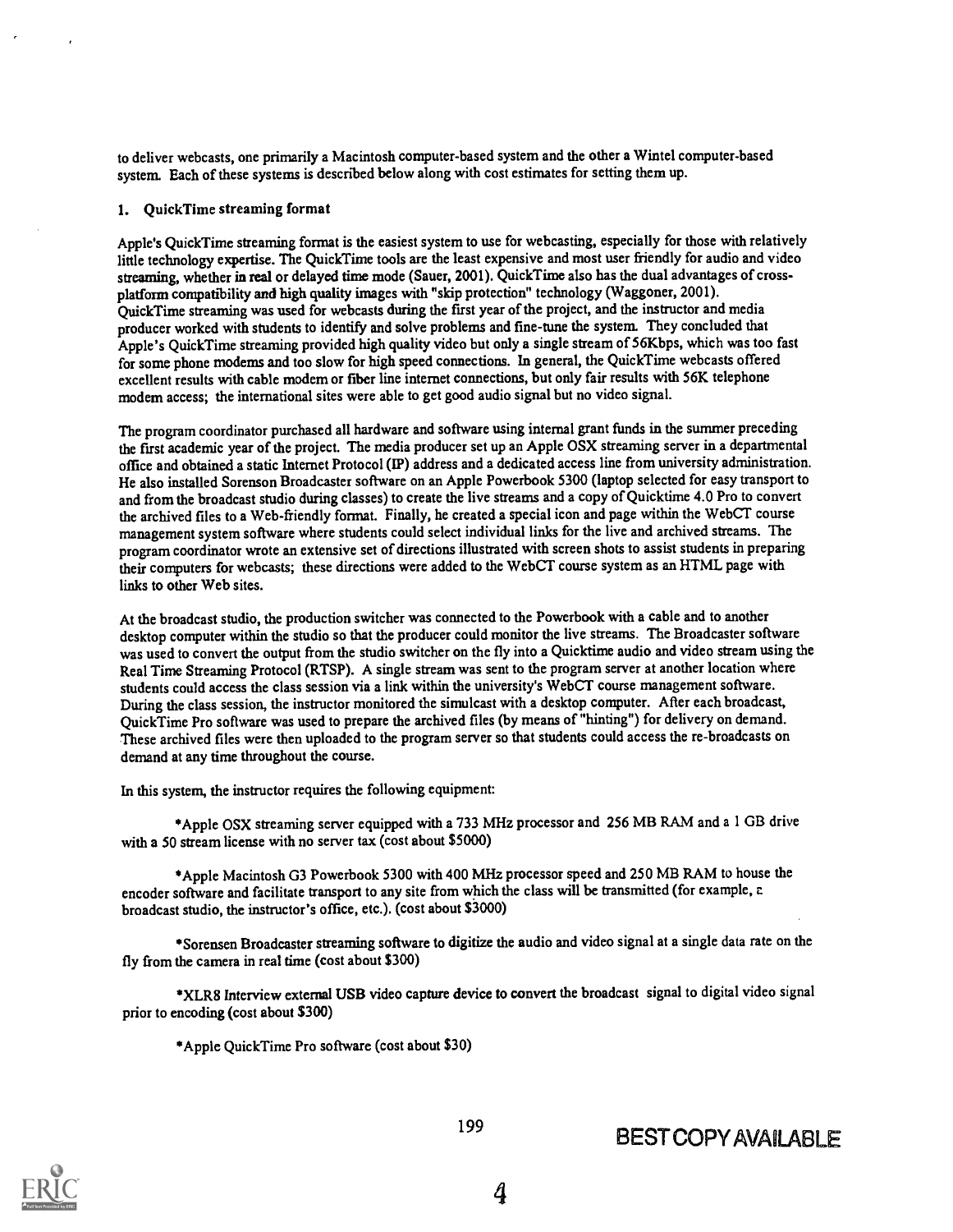to deliver webcasts, one primarily a Macintosh computer-based system and the other a Wintel computer-based system. Each of these systems is described below along with cost estimates for setting them up.

### 1. QuickTime streaming format

Apple's QuickTime streaming format is the easiest system to use for webcasting, especially for those with relatively little technology expertise. The QuickTime tools are the least expensive and most user friendly for audio and video streaming, whether in real or delayed time mode (Sauer, 2001). QuickTime also has the dual advantages of cross-platform compatibility and high quality images with "skip protection" technology (Waggoner, 2001). QuickTime streaming was used for webcasts during the first year of the project, and the instructor and media producer worked with students to identify and solve problems and fine-tune the system. They concluded that Apple's QuickTime streaming provided high quality video but only a single stream of 56Kbps, which was too fast for some phone modems and too slow for high speed connections. In general, the QuickTime webcasts offered excellent results with cable modem or fiber line internet connections, but only fair results with 56K telephone modem access; the international sites were able to get good audio signal but no video signal.

The program coordinator purchased all hardware and software using internal grant funds in the summer preceding the first academic year of the project. The media producer set up an Apple OSX streaming server in a departmental office and obtained a static Internet Protocol (IP) address and a dedicated access line from university administration. He also installed Sorenson Broadcaster software on an Apple Powerbook 5300 (laptop selected for easy transport to and from the broadcast studio during classes) to create the live streams and a copy of Quicktime 4.0 Pro to convert the archived files to a Web-friendly format. Finally, he created a special icon and page within the WebCT course management system software where students could select individual links for the live and archived streams. The program coordinator wrote an extensive set of directions illustrated with screen shots to assist students in preparing their computers for webcasts; these directions were added to the WebCT course system as an HTML page with links to other Web sites.

At the broadcast studio, the production switcher was connected to the Powerbook with a cable and to another desktop computer within the studio so that the producer could monitor the live streams. The Broadcaster software was used to convert the output from the studio switcher on the fly into a Quicktime audio and video stream using the Real Time Streaming Protocol (RTSP). A single stream was sent to the program server at another location where students could access the class session via a link within the university's WebCT course management software. During the class session, the instructor monitored the simulcast with a desktop computer. After each broadcast, QuickTime Pro software was used to prepare the archived files (by means of "hinting") for delivery on demand. These archived files were then uploaded to the program server so that students could access the re-broadcasts on demand at any time throughout the course.

In this system, the instructor requires the following equipment:

*Apple OSX streaming server equipped with a 733 MHz processor and 256 MB RAM and a 1 GB drive with a 50 stream license with no server tax (cost about $5000)

*Apple Macintosh G3 Powerbook 5300 with 400 MHz processor speed and 250 MB RAM to house the encoder software and facilitate transport to any site from which the class will be transmitted (for example, a broadcast studio, the instructor's office, etc.). (cost about $3000)

*Sorensen Broadcaster streaming software to digitize the audio and video signal at a single data rate on the fly from the camera in real time (cost about $300)

*XLR8 Interview external USB video capture device to convert the broadcast signal to digital video signal prior to encoding (cost about $300)

*Apple QuickTime Pro software (cost about $30)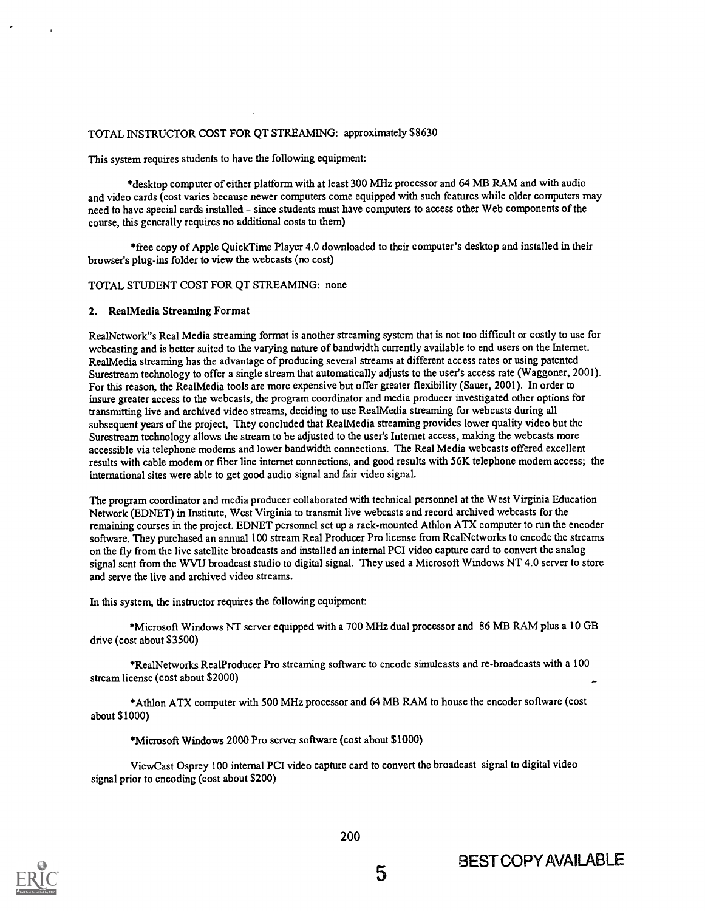TOTAL INSTRUCTOR COST FOR QT STREAMING: approximately $8630

This system requires students to have the following equipment:

*desktop computer of either platform with at least 300 MHz processor and 64 MB RAM and with audio and video cards (cost varies because newer computers come equipped with such features while older computers may need to have special cards installed – since students must have computers to access other Web components of the course, this generally requires no additional costs to them)

*free copy of Apple QuickTime Player 4.0 downloaded to their computer's desktop and installed in their browser's plug-ins folder to view the webcasts (no cost)

TOTAL STUDENT COST FOR QT STREAMING: none

### 2. RealMedia Streaming Format

RealNetwork"s Real Media streaming format is another streaming system that is not too difficult or costly to use for webcasting and is better suited to the varying nature of bandwidth currently available to end users on the Internet. RealMedia streaming has the advantage of producing several streams at different access rates or using patented Surestream technology to offer a single stream that automatically adjusts to the user's access rate (Waggoner, 2001). For this reason, the RealMedia tools are more expensive but offer greater flexibility (Sauer, 2001). In order to insure greater access to the webcasts, the program coordinator and media producer investigated other options for transmitting live and archived video streams, deciding to use RealMedia streaming for webcasts during all subsequent years of the project, They concluded that RealMedia streaming provides lower quality video but the Surestream technology allows the stream to be adjusted to the user's Internet access, making the webcasts more accessible via telephone modems and lower bandwidth connections. The Real Media webcasts offered excellent results with cable modem or fiber line internet connections, and good results with 56K telephone modem access; the international sites were able to get good audio signal and fair video signal.

The program coordinator and media producer collaborated with technical personnel at the West Virginia Education Network (EDNET) in Institute, West Virginia to transmit live webcasts and record archived webcasts for the remaining courses in the project. EDNET personnel set up a rack-mounted Athlon ATX computer to run the encoder software. They purchased an annual 100 stream Real Producer Pro license from RealNetworks to encode the streams on the fly from the live satellite broadcasts and installed an internal PCI video capture card to convert the analog signal sent from the WVU broadcast studio to digital signal. They used a Microsoft Windows NT 4.0 server to store and serve the live and archived video streams.

In this system, the instructor requires the following equipment:

*Microsoft Windows NT server equipped with a 700 MHz dual processor and 86 MB RAM plus a 10 GB drive (cost about $3500)

*RealNetworks RealProducer Pro streaming software to encode simulcasts and re-broadcasts with a 100 stream license (cost about $2000)

*Athlon ATX computer with 500 MHz processor and 64 MB RAM to house the encoder software (cost about $1000)

*Microsoft Windows 2000 Pro server software (cost about $1000)

ViewCast Osprey 100 internal PCI video capture card to convert the broadcast signal to digital video signal prior to encoding (cost about $200)

BEST COPY AVAILABLE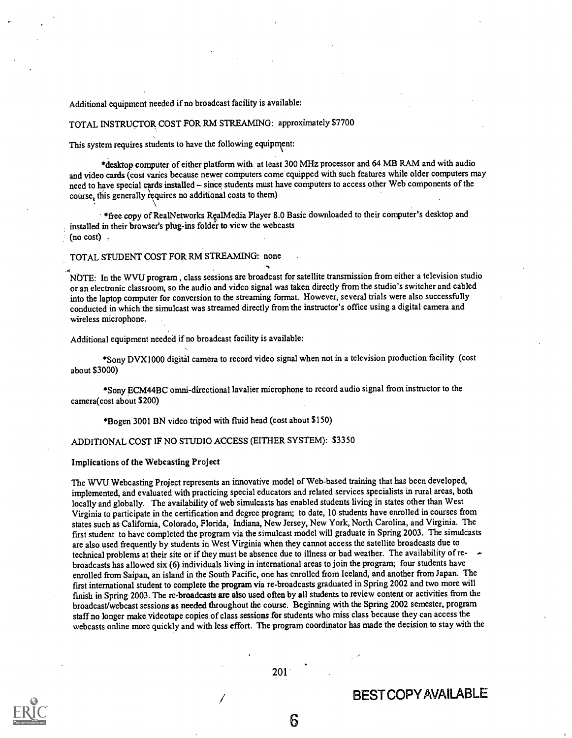Additional equipment needed if no broadcast facility is available:

TOTAL INSTRUCTOR COST FOR RM STREAMING: approximately $7700

This system requires students to have the following equipment:

*desktop computer of either platform with at least 300 MHz processor and 64 MB RAM and with audio and video cards (cost varies because newer computers come equipped with such features while older computers may need to have special cards installed – since students must have computers to access other Web components of the course, this generally requires no additional costs to them)

*free copy of RealNetworks RealMedia Player 8.0 Basic downloaded to their computer's desktop and installed in their browser's plug-ins folder to view the webcasts (no cost)

TOTAL STUDENT COST FOR RM STREAMING: none

NOTE: In the WVU program, class sessions are broadcast for satellite transmission from either a television studio or an electronic classroom, so the audio and video signal was taken directly from the studio's switcher and cabled into the laptop computer for conversion to the streaming format. However, several trials were also successfully conducted in which the simulcast was streamed directly from the instructor's office using a digital camera and wireless microphone.

Additional equipment needed if no broadcast facility is available:

*Sony DVX1000 digital camera to record video signal when not in a television production facility (cost about $3000)

*Sony ECM44BC omni-directional lavalier microphone to record audio signal from instructor to the camera(cost about $200)

*Bogen 3001 BN video tripod with fluid head (cost about $150)

ADDITIONAL COST IF NO STUDIO ACCESS (EITHER SYSTEM): $3350

### Implications of the Webcasting Project

The WVU Webcasting Project represents an innovative model of Web-based training that has been developed, implemented, and evaluated with practicing special educators and related services specialists in rural areas, both locally and globally. The availability of web simulcasts has enabled students living in states other than West Virginia to participate in the certification and degree program; to date, 10 students have enrolled in courses from states such as California, Colorado, Florida, Indiana, New Jersey, New York, North Carolina, and Virginia. The first student to have completed the program via the simulcast model will graduate in Spring 2003. The simulcasts are also used frequently by students in West Virginia when they cannot access the satellite broadcasts due to technical problems at their site or if they must be absence due to illness or bad weather. The availability of re-broadcasts has allowed six (6) individuals living in international areas to join the program; four students have enrolled from Saipan, an island in the South Pacific, one has enrolled from Iceland, and another from Japan. The first international student to complete the program via re-broadcasts graduated in Spring 2002 and two more will finish in Spring 2003. The re-broadcasts are also used often by all students to review content or activities from the broadcast/webcast sessions as needed throughout the course. Beginning with the Spring 2002 semester, program staff no longer make videotape copies of class sessions for students who miss class because they can access the webcasts online more quickly and with less effort. The program coordinator has made the decision to stay with the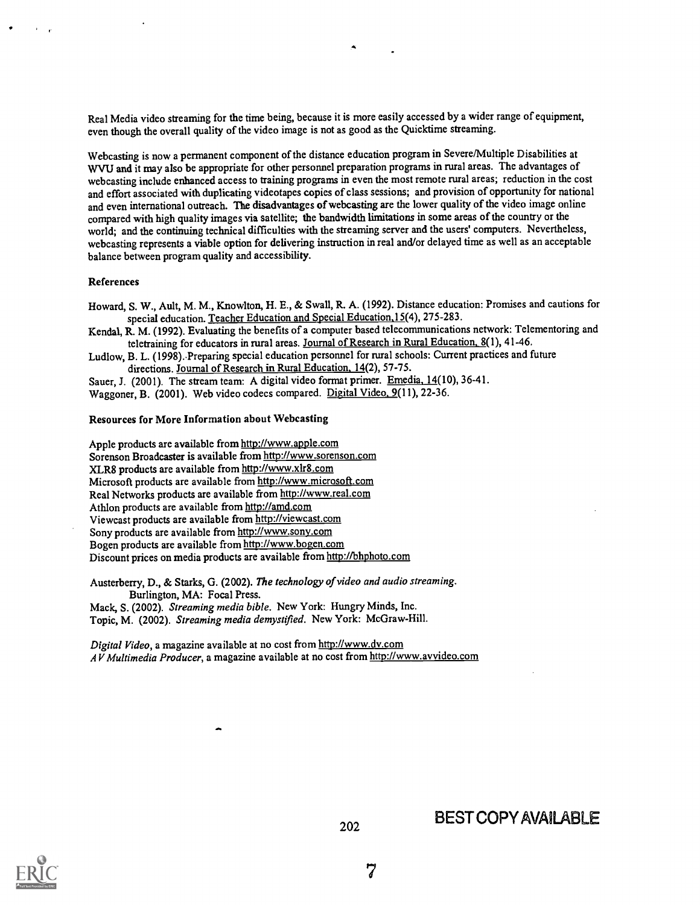Real Media video streaming for the time being, because it is more easily accessed by a wider range of equipment, even though the overall quality of the video image is not as good as the Quicktime streaming.

Webcasting is now a permanent component of the distance education program in Severe/Multiple Disabilities at WVU and it may also be appropriate for other personnel preparation programs in rural areas. The advantages of webcasting include enhanced access to training programs in even the most remote rural areas; reduction in the cost and effort associated with duplicating videotapes copies of class sessions; and provision of opportunity for national and even international outreach. The disadvantages of webcasting are the lower quality of the video image online compared with high quality images via satellite; the bandwidth limitations in some areas of the country or the world; and the continuing technical difficulties with the streaming server and the users' computers. Nevertheless, webcasting represents a viable option for delivering instruction in real and/or delayed time as well as an acceptable balance between program quality and accessibility.

### References

Howard, S. W., Ault, M. M., Knowlton, H. E., & Swall, R. A. (1992). Distance education: Promises and cautions for special education. Teacher Education and Special Education, 15(4), 275-283.

Kendal, R. M. (1992). Evaluating the benefits of a computer based telecommunications network: Telementoring and teletraining for educators in rural areas. Journal of Research in Rural Education, 8(1), 41-46.

Ludlow, B. L. (1998). Preparing special education personnel for rural schools: Current practices and future directions. Journal of Research in Rural Education, 14(2), 57-75.

Sauer, J. (2001). The stream team: A digital video format primer. Emedia, 14(10), 36-41.

Waggoner, B. (2001). Web video codecs compared. Digital Video, 9(11), 22-36.

### Resources for More Information about Webcasting

Apple products are available from http://www.apple.com
Sorenson Broadcaster is available from http://www.sorenson.com
XLR8 products are available from http://www.xlr8.com
Microsoft products are available from http://www.microsoft.com
Real Networks products are available from http://www.real.com
Athlon products are available from http://amd.com
Viewcast products are available from http://viewcast.com
Sony products are available from http://www.sony.com
Bogen products are available from http://www.bogen.com
Discount prices on media products are available from http://bhphoto.com

Austerberry, D., & Starks, G. (2002). *The technology of video and audio streaming.* Burlington, MA: Focal Press.
Mack, S. (2002). *Streaming media bible.* New York: Hungry Minds, Inc.
Topic, M. (2002). *Streaming media demystified.* New York: McGraw-Hill.

*Digital Video*, a magazine available at no cost from http://www.dv.com
*A V Multimedia Producer*, a magazine available at no cost from http://www.avvideo.com

BEST COPY AVAILABLE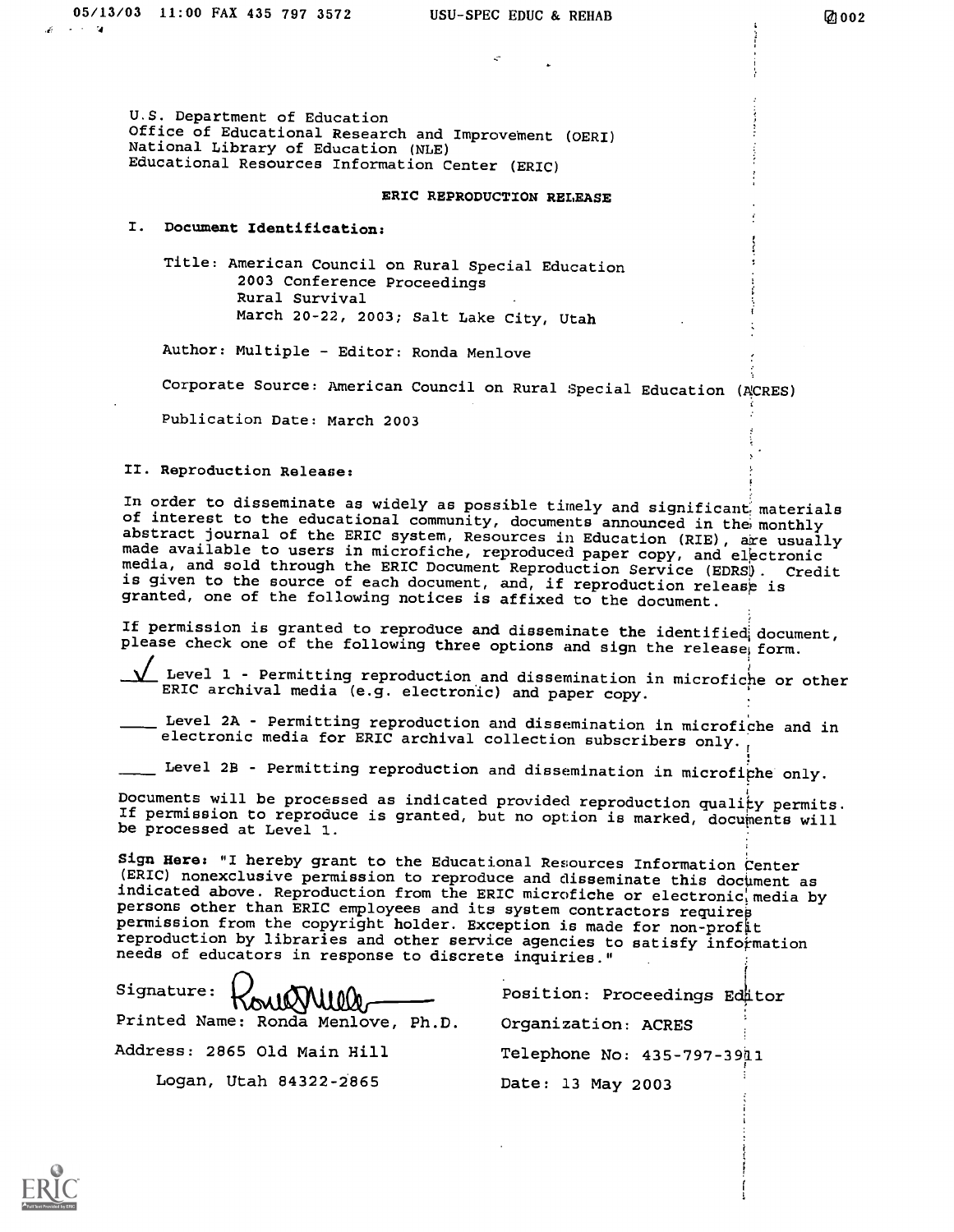U.S. Department of Education
Office of Educational Research and Improvement (OERI)
National Library of Education (NLE)
Educational Resources Information Center (ERIC)

**ERIC REPRODUCTION RELEASE**

## I. Document Identification:

Title: American Council on Rural Special Education
2003 Conference Proceedings
Rural Survival
March 20-22, 2003; Salt Lake City, Utah

Author: Multiple - Editor: Ronda Menlove

Corporate Source: American Council on Rural Special Education (ACRES)

Publication Date: March 2003

## II. Reproduction Release:

In order to disseminate as widely as possible timely and significant materials of interest to the educational community, documents announced in the monthly abstract journal of the ERIC system, Resources in Education (RIE), are usually made available to users in microfiche, reproduced paper copy, and electronic media, and sold through the ERIC Document Reproduction Service (EDRS). Credit is given to the source of each document, and, if reproduction release is granted, one of the following notices is affixed to the document.

If permission is granted to reproduce and disseminate the identified document, please check one of the following three options and sign the release form.

✓ Level 1 - Permitting reproduction and dissemination in microfiche or other ERIC archival media (e.g. electronic) and paper copy.

____ Level 2A - Permitting reproduction and dissemination in microfiche and in electronic media for ERIC archival collection subscribers only.

____ Level 2B - Permitting reproduction and dissemination in microfiche only.

Documents will be processed as indicated provided reproduction quality permits. If permission to reproduce is granted, but no option is marked, documents will be processed at Level 1.

**Sign Here:** "I hereby grant to the Educational Resources Information Center (ERIC) nonexclusive permission to reproduce and disseminate this document as indicated above. Reproduction from the ERIC microfiche or electronic media by persons other than ERIC employees and its system contractors requires permission from the copyright holder. Exception is made for non-profit reproduction by libraries and other service agencies to satisfy information needs of educators in response to discrete inquiries."

Signature: [signature]

Printed Name: Ronda Menlove, Ph.D.

Address: 2865 Old Main Hill
Logan, Utah 84322-2865

Position: Proceedings Editor

Organization: ACRES

Telephone No: 435-797-3911

Date: 13 May 2003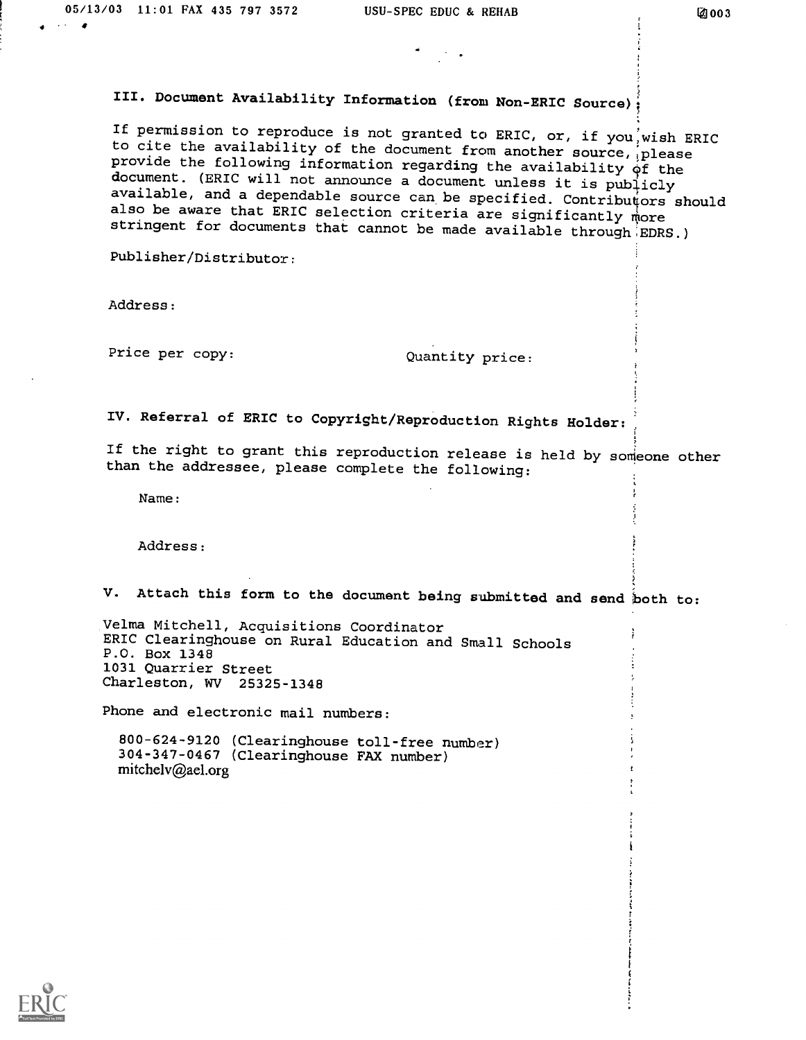## III. Document Availability Information (from Non-ERIC Source):

If permission to reproduce is not granted to ERIC, or, if you wish ERIC to cite the availability of the document from another source, please provide the following information regarding the availability of the document. (ERIC will not announce a document unless it is publicly available, and a dependable source can be specified. Contributors should also be aware that ERIC selection criteria are significantly more stringent for documents that cannot be made available through EDRS.)

Publisher/Distributor:

Address:

Price per copy: Quantity price:

## IV. Referral of ERIC to Copyright/Reproduction Rights Holder:

If the right to grant this reproduction release is held by someone other than the addressee, please complete the following:

Name:

Address:

## V. Attach this form to the document being submitted and send both to:

Velma Mitchell, Acquisitions Coordinator
ERIC Clearinghouse on Rural Education and Small Schools
P.O. Box 1348
1031 Quarrier Street
Charleston, WV 25325-1348

Phone and electronic mail numbers:

800-624-9120 (Clearinghouse toll-free number)
304-347-0467 (Clearinghouse FAX number)
mitchelv@ael.org